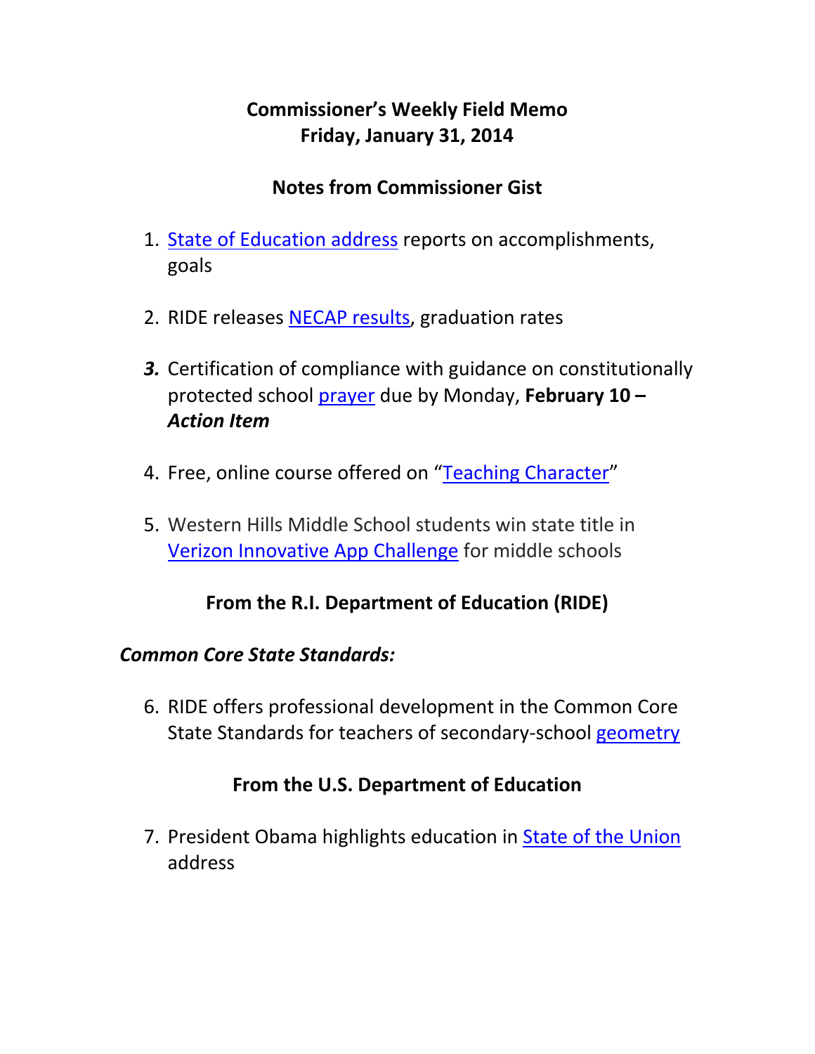# Commissioner's Weekly Field Memo
# Friday, January 31, 2014

## Notes from Commissioner Gist

1. State of Education address reports on accomplishments, goals

2. RIDE releases NECAP results, graduation rates

3. Certification of compliance with guidance on constitutionally protected school prayer due by Monday, **February 10 – *Action Item***

4. Free, online course offered on "Teaching Character"

5. Western Hills Middle School students win state title in Verizon Innovative App Challenge for middle schools

## From the R.I. Department of Education (RIDE)

### *Common Core State Standards:*

6. RIDE offers professional development in the Common Core State Standards for teachers of secondary-school geometry

## From the U.S. Department of Education

7. President Obama highlights education in State of the Union address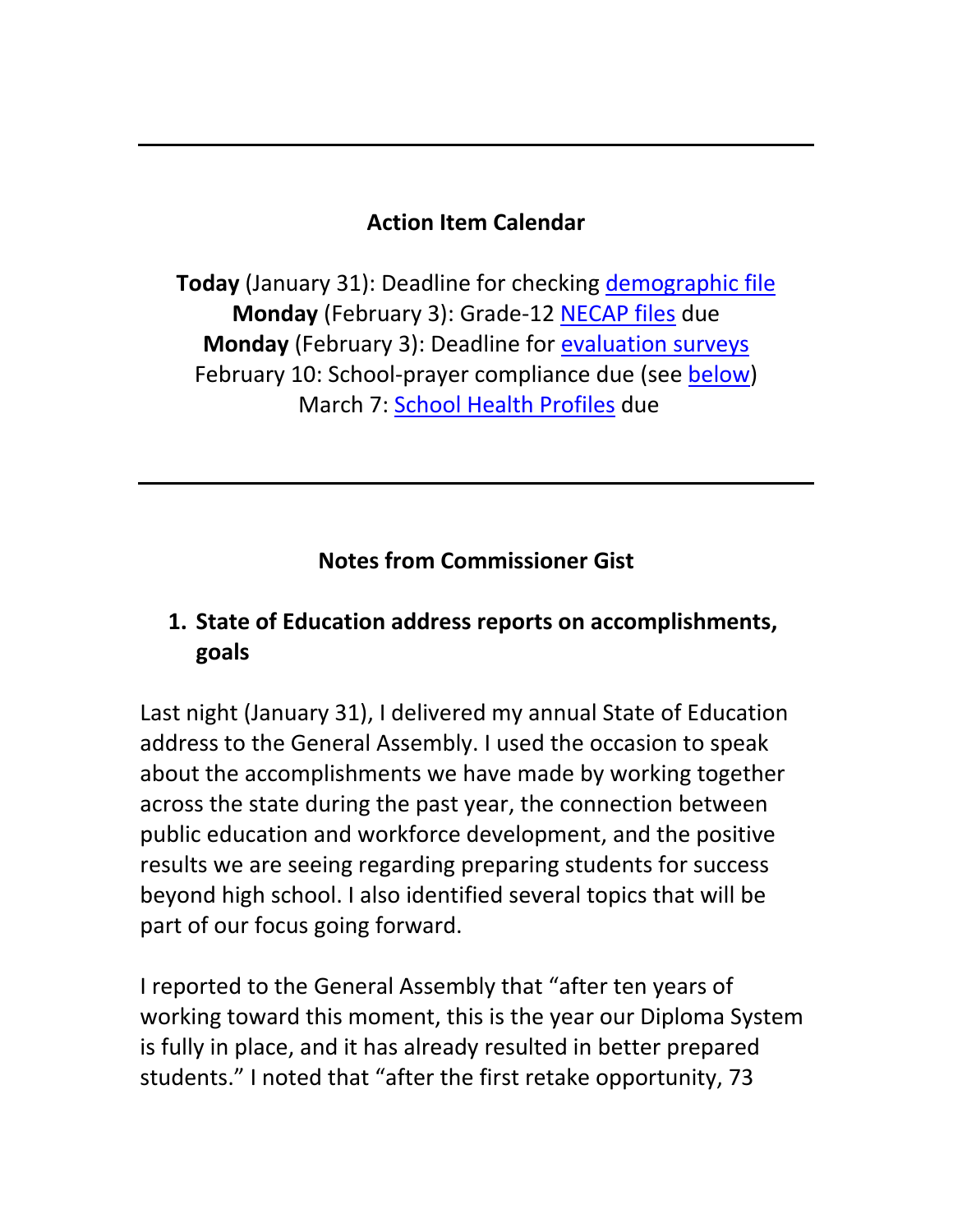---

## Action Item Calendar

**Today** (January 31): Deadline for checking demographic file
**Monday** (February 3): Grade-12 NECAP files due
**Monday** (February 3): Deadline for evaluation surveys
February 10: School-prayer compliance due (see below)
March 7: School Health Profiles due

---

## Notes from Commissioner Gist

### 1. State of Education address reports on accomplishments, goals

Last night (January 31), I delivered my annual State of Education address to the General Assembly. I used the occasion to speak about the accomplishments we have made by working together across the state during the past year, the connection between public education and workforce development, and the positive results we are seeing regarding preparing students for success beyond high school. I also identified several topics that will be part of our focus going forward.

I reported to the General Assembly that "after ten years of working toward this moment, this is the year our Diploma System is fully in place, and it has already resulted in better prepared students." I noted that "after the first retake opportunity, 73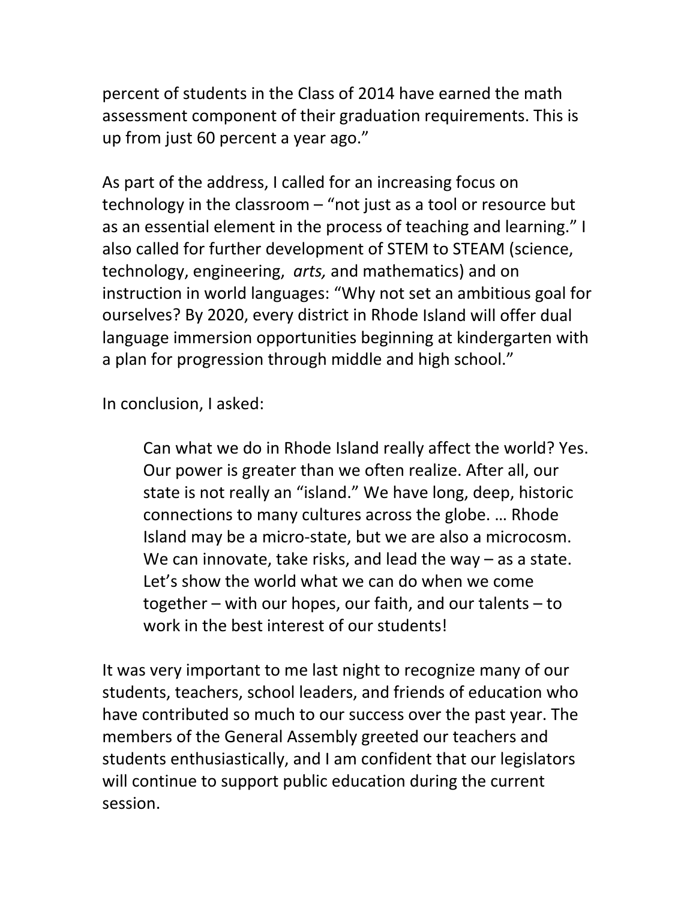percent of students in the Class of 2014 have earned the math assessment component of their graduation requirements. This is up from just 60 percent a year ago."

As part of the address, I called for an increasing focus on technology in the classroom – "not just as a tool or resource but as an essential element in the process of teaching and learning." I also called for further development of STEM to STEAM (science, technology, engineering, *arts,* and mathematics) and on instruction in world languages: "Why not set an ambitious goal for ourselves? By 2020, every district in Rhode Island will offer dual language immersion opportunities beginning at kindergarten with a plan for progression through middle and high school."

In conclusion, I asked:

> Can what we do in Rhode Island really affect the world? Yes. Our power is greater than we often realize. After all, our state is not really an "island." We have long, deep, historic connections to many cultures across the globe. … Rhode Island may be a micro-state, but we are also a microcosm. We can innovate, take risks, and lead the way – as a state. Let's show the world what we can do when we come together – with our hopes, our faith, and our talents – to work in the best interest of our students!

It was very important to me last night to recognize many of our students, teachers, school leaders, and friends of education who have contributed so much to our success over the past year. The members of the General Assembly greeted our teachers and students enthusiastically, and I am confident that our legislators will continue to support public education during the current session.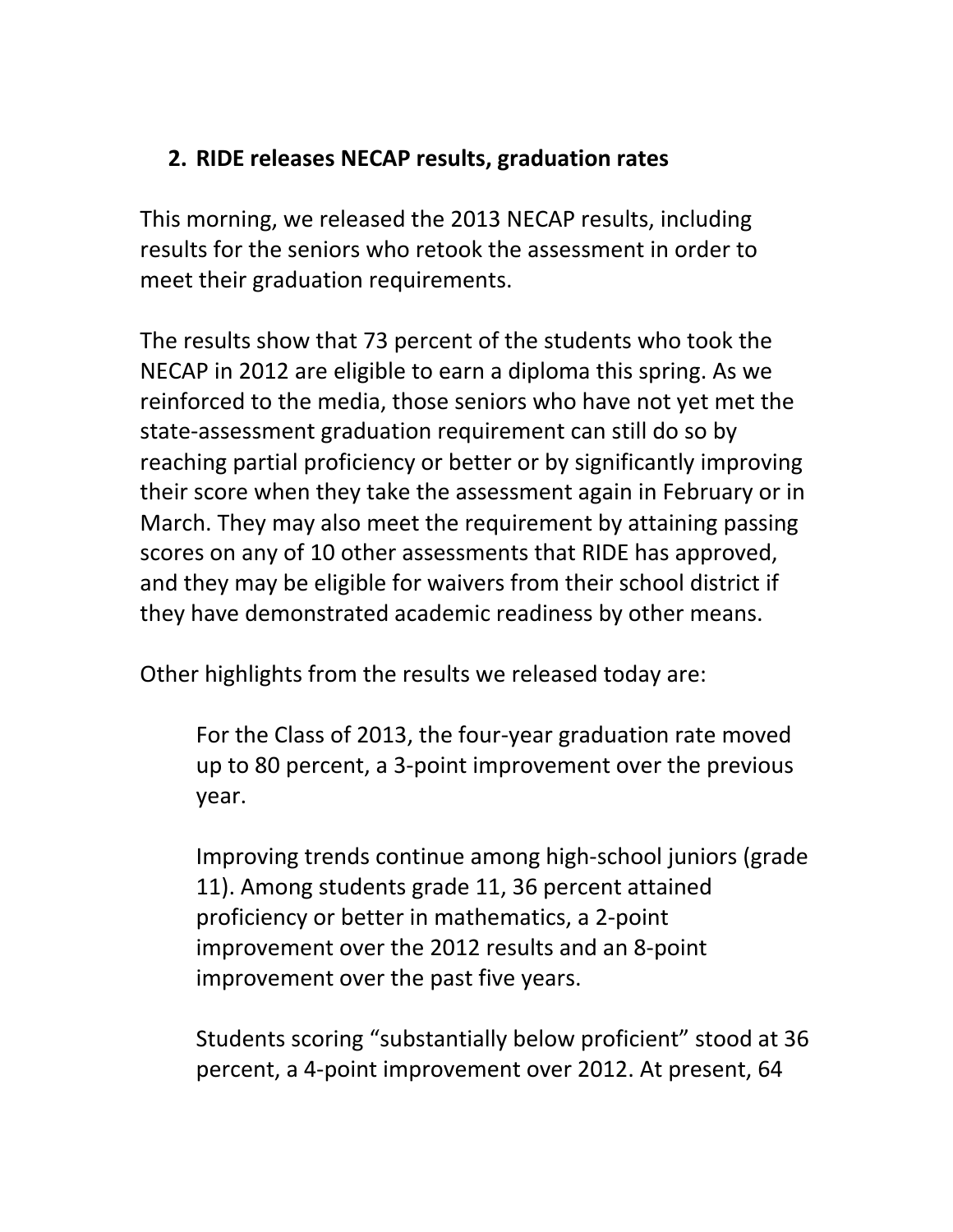## 2. RIDE releases NECAP results, graduation rates

This morning, we released the 2013 NECAP results, including results for the seniors who retook the assessment in order to meet their graduation requirements.

The results show that 73 percent of the students who took the NECAP in 2012 are eligible to earn a diploma this spring. As we reinforced to the media, those seniors who have not yet met the state-assessment graduation requirement can still do so by reaching partial proficiency or better or by significantly improving their score when they take the assessment again in February or in March. They may also meet the requirement by attaining passing scores on any of 10 other assessments that RIDE has approved, and they may be eligible for waivers from their school district if they have demonstrated academic readiness by other means.

Other highlights from the results we released today are:

> For the Class of 2013, the four-year graduation rate moved up to 80 percent, a 3-point improvement over the previous year.
>
> Improving trends continue among high-school juniors (grade 11). Among students grade 11, 36 percent attained proficiency or better in mathematics, a 2-point improvement over the 2012 results and an 8-point improvement over the past five years.
>
> Students scoring "substantially below proficient" stood at 36 percent, a 4-point improvement over 2012. At present, 64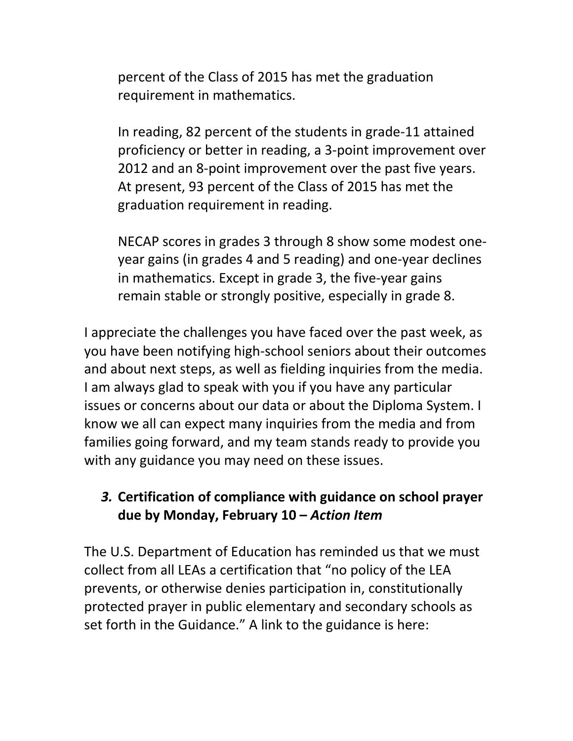percent of the Class of 2015 has met the graduation requirement in mathematics.

In reading, 82 percent of the students in grade-11 attained proficiency or better in reading, a 3-point improvement over 2012 and an 8-point improvement over the past five years. At present, 93 percent of the Class of 2015 has met the graduation requirement in reading.

NECAP scores in grades 3 through 8 show some modest one-year gains (in grades 4 and 5 reading) and one-year declines in mathematics. Except in grade 3, the five-year gains remain stable or strongly positive, especially in grade 8.

I appreciate the challenges you have faced over the past week, as you have been notifying high-school seniors about their outcomes and about next steps, as well as fielding inquiries from the media. I am always glad to speak with you if you have any particular issues or concerns about our data or about the Diploma System. I know we all can expect many inquiries from the media and from families going forward, and my team stands ready to provide you with any guidance you may need on these issues.

### ***3.*** **Certification of compliance with guidance on school prayer due by Monday, February 10 –** ***Action Item***

The U.S. Department of Education has reminded us that we must collect from all LEAs a certification that "no policy of the LEA prevents, or otherwise denies participation in, constitutionally protected prayer in public elementary and secondary schools as set forth in the Guidance." A link to the guidance is here: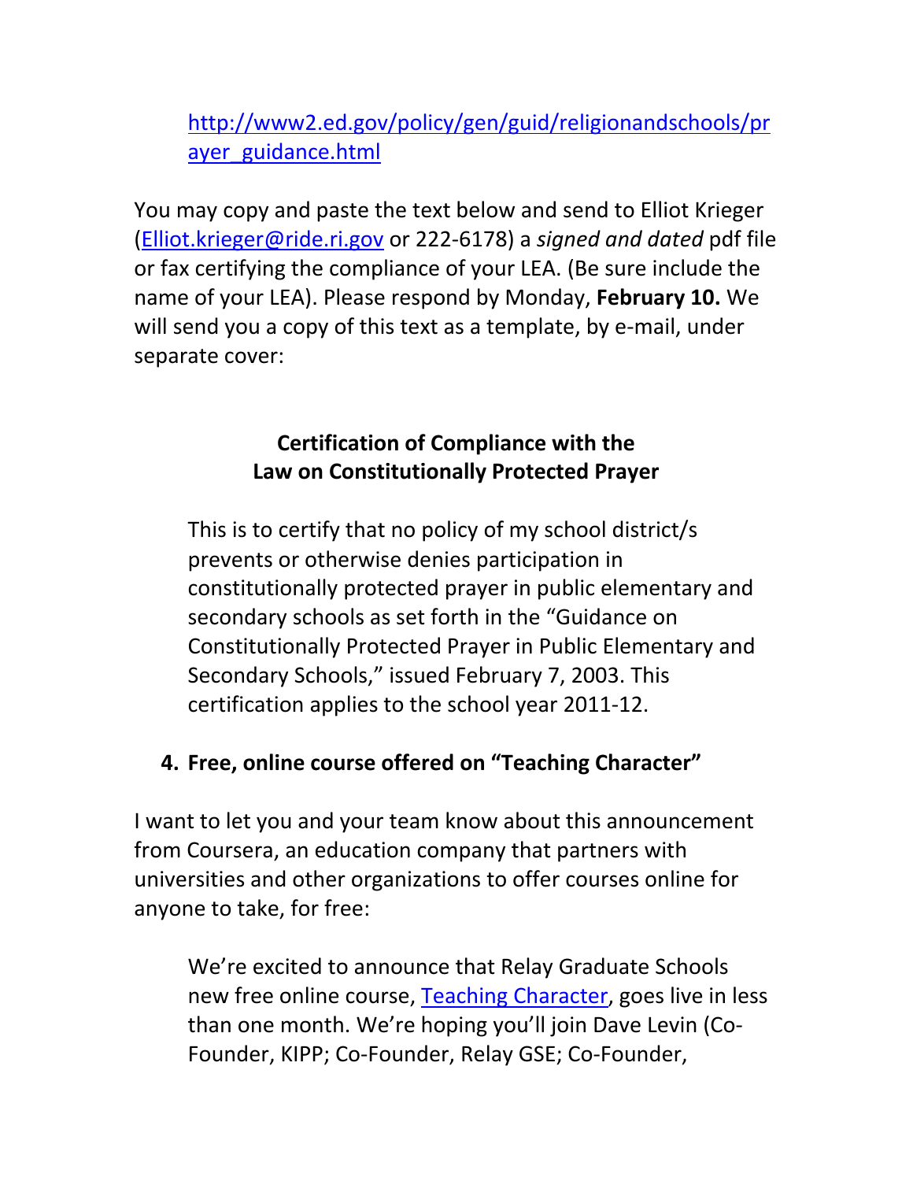[http://www2.ed.gov/policy/gen/guid/religionandschools/prayer_guidance.html](http://www2.ed.gov/policy/gen/guid/religionandschools/prayer_guidance.html)

You may copy and paste the text below and send to Elliot Krieger ([Elliot.krieger@ride.ri.gov](mailto:Elliot.krieger@ride.ri.gov) or 222-6178) a *signed and dated* pdf file or fax certifying the compliance of your LEA. (Be sure include the name of your LEA). Please respond by Monday, **February 10.** We will send you a copy of this text as a template, by e-mail, under separate cover:

**Certification of Compliance with the Law on Constitutionally Protected Prayer**

> This is to certify that no policy of my school district/s prevents or otherwise denies participation in constitutionally protected prayer in public elementary and secondary schools as set forth in the "Guidance on Constitutionally Protected Prayer in Public Elementary and Secondary Schools," issued February 7, 2003. This certification applies to the school year 2011-12.

4. **Free, online course offered on "Teaching Character"**

I want to let you and your team know about this announcement from Coursera, an education company that partners with universities and other organizations to offer courses online for anyone to take, for free:

> We're excited to announce that Relay Graduate Schools new free online course, [Teaching Character](#), goes live in less than one month. We're hoping you'll join Dave Levin (Co-Founder, KIPP; Co-Founder, Relay GSE; Co-Founder,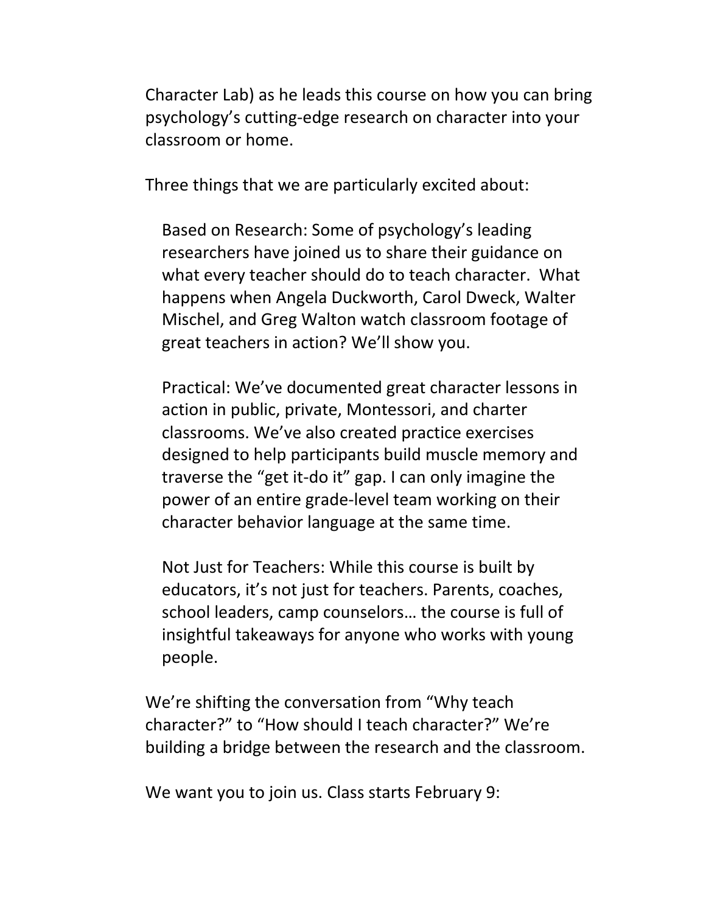Character Lab) as he leads this course on how you can bring psychology's cutting-edge research on character into your classroom or home.

Three things that we are particularly excited about:

Based on Research: Some of psychology's leading researchers have joined us to share their guidance on what every teacher should do to teach character. What happens when Angela Duckworth, Carol Dweck, Walter Mischel, and Greg Walton watch classroom footage of great teachers in action? We'll show you.

Practical: We've documented great character lessons in action in public, private, Montessori, and charter classrooms. We've also created practice exercises designed to help participants build muscle memory and traverse the "get it-do it" gap. I can only imagine the power of an entire grade-level team working on their character behavior language at the same time.

Not Just for Teachers: While this course is built by educators, it's not just for teachers. Parents, coaches, school leaders, camp counselors… the course is full of insightful takeaways for anyone who works with young people.

We're shifting the conversation from "Why teach character?" to "How should I teach character?" We're building a bridge between the research and the classroom.

We want you to join us. Class starts February 9: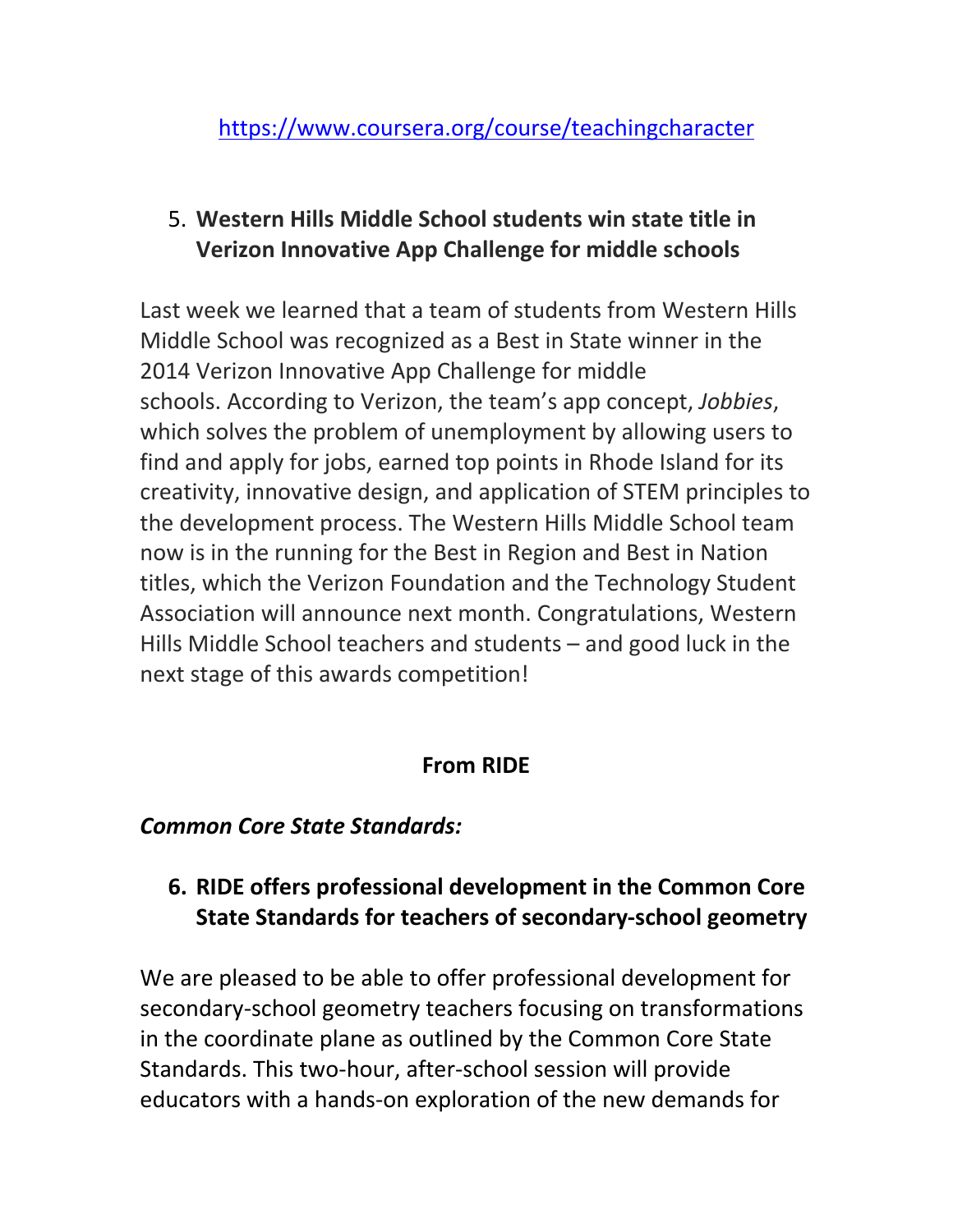https://www.coursera.org/course/teachingcharacter

5. **Western Hills Middle School students win state title in Verizon Innovative App Challenge for middle schools**

Last week we learned that a team of students from Western Hills Middle School was recognized as a Best in State winner in the 2014 Verizon Innovative App Challenge for middle schools. According to Verizon, the team's app concept, *Jobbies*, which solves the problem of unemployment by allowing users to find and apply for jobs, earned top points in Rhode Island for its creativity, innovative design, and application of STEM principles to the development process. The Western Hills Middle School team now is in the running for the Best in Region and Best in Nation titles, which the Verizon Foundation and the Technology Student Association will announce next month. Congratulations, Western Hills Middle School teachers and students – and good luck in the next stage of this awards competition!

**From RIDE**

***Common Core State Standards:***

6. **RIDE offers professional development in the Common Core State Standards for teachers of secondary-school geometry**

We are pleased to be able to offer professional development for secondary-school geometry teachers focusing on transformations in the coordinate plane as outlined by the Common Core State Standards. This two-hour, after-school session will provide educators with a hands-on exploration of the new demands for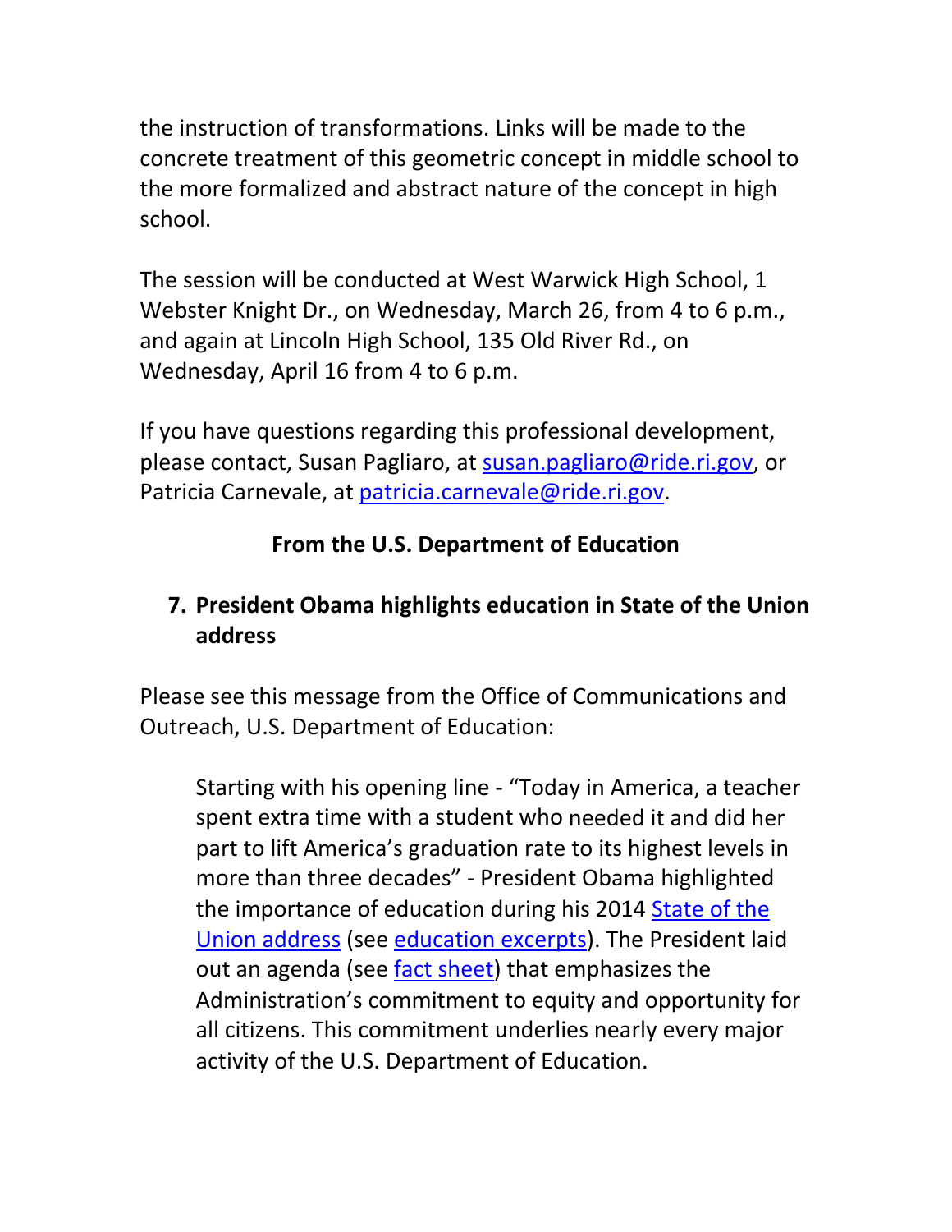the instruction of transformations. Links will be made to the concrete treatment of this geometric concept in middle school to the more formalized and abstract nature of the concept in high school.

The session will be conducted at West Warwick High School, 1 Webster Knight Dr., on Wednesday, March 26, from 4 to 6 p.m., and again at Lincoln High School, 135 Old River Rd., on Wednesday, April 16 from 4 to 6 p.m.

If you have questions regarding this professional development, please contact, Susan Pagliaro, at susan.pagliaro@ride.ri.gov, or Patricia Carnevale, at patricia.carnevale@ride.ri.gov.

**From the U.S. Department of Education**

## 7. President Obama highlights education in State of the Union address

Please see this message from the Office of Communications and Outreach, U.S. Department of Education:

> Starting with his opening line - "Today in America, a teacher spent extra time with a student who needed it and did her part to lift America's graduation rate to its highest levels in more than three decades" - President Obama highlighted the importance of education during his 2014 State of the Union address (see education excerpts). The President laid out an agenda (see fact sheet) that emphasizes the Administration's commitment to equity and opportunity for all citizens. This commitment underlies nearly every major activity of the U.S. Department of Education.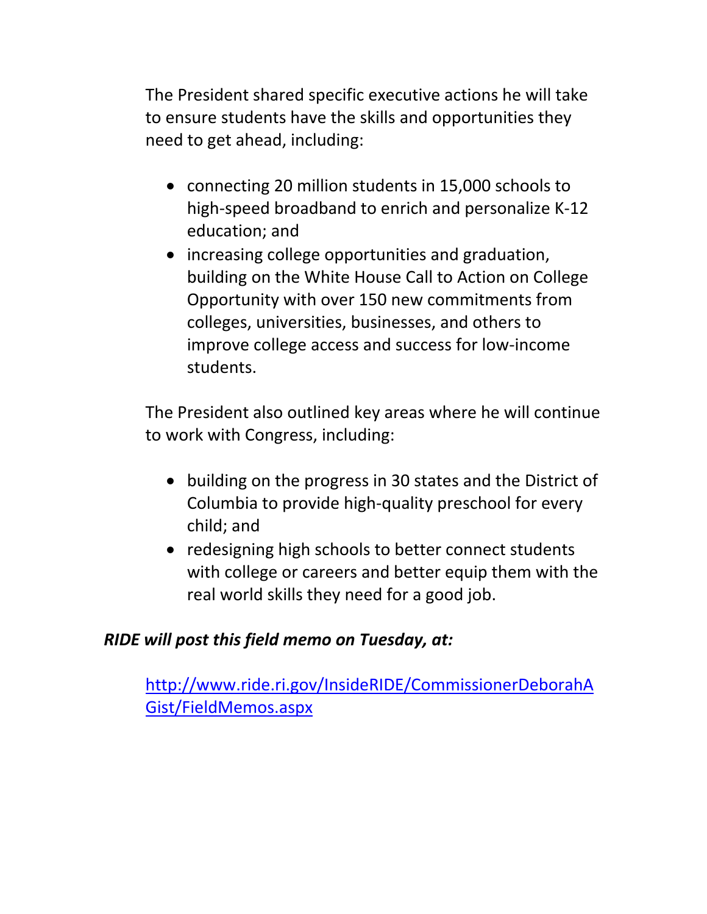The President shared specific executive actions he will take to ensure students have the skills and opportunities they need to get ahead, including:

- connecting 20 million students in 15,000 schools to high-speed broadband to enrich and personalize K-12 education; and
- increasing college opportunities and graduation, building on the White House Call to Action on College Opportunity with over 150 new commitments from colleges, universities, businesses, and others to improve college access and success for low-income students.

The President also outlined key areas where he will continue to work with Congress, including:

- building on the progress in 30 states and the District of Columbia to provide high-quality preschool for every child; and
- redesigning high schools to better connect students with college or careers and better equip them with the real world skills they need for a good job.

***RIDE will post this field memo on Tuesday, at:***

[http://www.ride.ri.gov/InsideRIDE/CommissionerDeborahAGist/FieldMemos.aspx](http://www.ride.ri.gov/InsideRIDE/CommissionerDeborahAGist/FieldMemos.aspx)